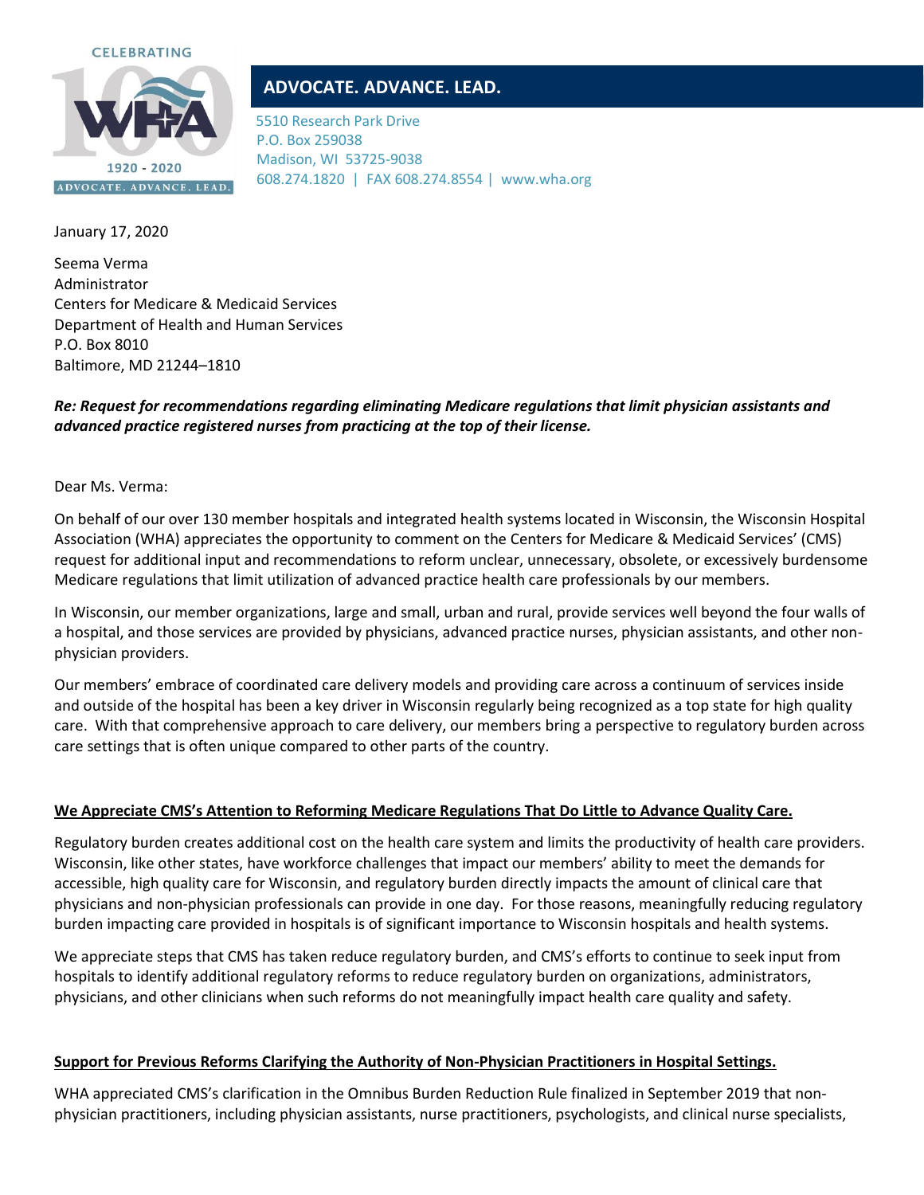CELEBRATING

1920 - 2020

ADVOCATE. ADVANCE. LEAD.

**ADVOCATE. ADVANCE. LEAD.**

5510 Research Park Drive
P.O. Box 259038
Madison, WI 53725-9038
608.274.1820 | FAX 608.274.8554 | www.wha.org

January 17, 2020

Seema Verma
Administrator
Centers for Medicare & Medicaid Services
Department of Health and Human Services
P.O. Box 8010
Baltimore, MD 21244–1810

***Re: Request for recommendations regarding eliminating Medicare regulations that limit physician assistants and advanced practice registered nurses from practicing at the top of their license.***

Dear Ms. Verma:

On behalf of our over 130 member hospitals and integrated health systems located in Wisconsin, the Wisconsin Hospital Association (WHA) appreciates the opportunity to comment on the Centers for Medicare & Medicaid Services' (CMS) request for additional input and recommendations to reform unclear, unnecessary, obsolete, or excessively burdensome Medicare regulations that limit utilization of advanced practice health care professionals by our members.

In Wisconsin, our member organizations, large and small, urban and rural, provide services well beyond the four walls of a hospital, and those services are provided by physicians, advanced practice nurses, physician assistants, and other non-physician providers.

Our members' embrace of coordinated care delivery models and providing care across a continuum of services inside and outside of the hospital has been a key driver in Wisconsin regularly being recognized as a top state for high quality care. With that comprehensive approach to care delivery, our members bring a perspective to regulatory burden across care settings that is often unique compared to other parts of the country.

**We Appreciate CMS's Attention to Reforming Medicare Regulations That Do Little to Advance Quality Care.**

Regulatory burden creates additional cost on the health care system and limits the productivity of health care providers. Wisconsin, like other states, have workforce challenges that impact our members' ability to meet the demands for accessible, high quality care for Wisconsin, and regulatory burden directly impacts the amount of clinical care that physicians and non-physician professionals can provide in one day. For those reasons, meaningfully reducing regulatory burden impacting care provided in hospitals is of significant importance to Wisconsin hospitals and health systems.

We appreciate steps that CMS has taken reduce regulatory burden, and CMS's efforts to continue to seek input from hospitals to identify additional regulatory reforms to reduce regulatory burden on organizations, administrators, physicians, and other clinicians when such reforms do not meaningfully impact health care quality and safety.

**Support for Previous Reforms Clarifying the Authority of Non-Physician Practitioners in Hospital Settings.**

WHA appreciated CMS's clarification in the Omnibus Burden Reduction Rule finalized in September 2019 that non-physician practitioners, including physician assistants, nurse practitioners, psychologists, and clinical nurse specialists,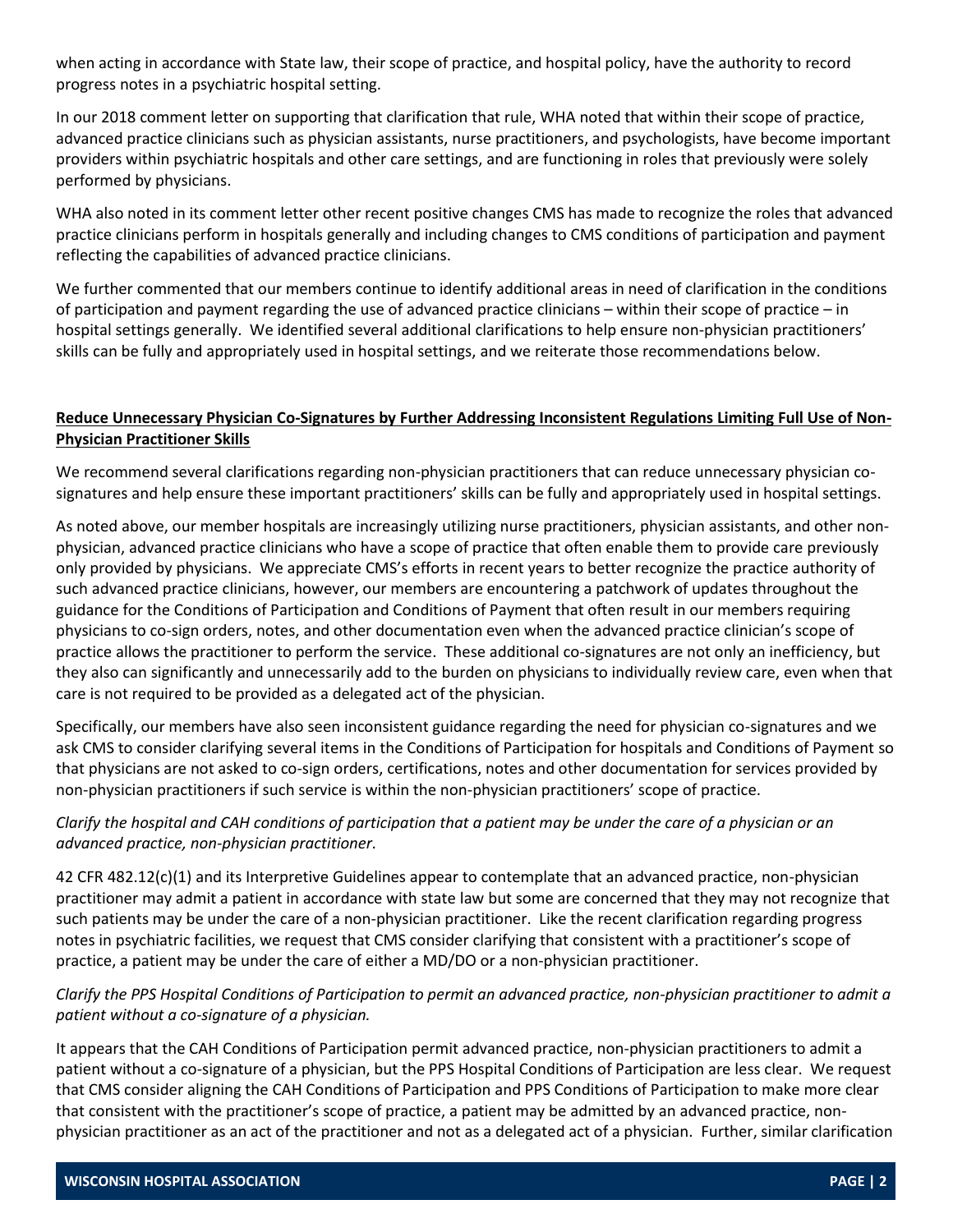when acting in accordance with State law, their scope of practice, and hospital policy, have the authority to record progress notes in a psychiatric hospital setting.

In our 2018 comment letter on supporting that clarification that rule, WHA noted that within their scope of practice, advanced practice clinicians such as physician assistants, nurse practitioners, and psychologists, have become important providers within psychiatric hospitals and other care settings, and are functioning in roles that previously were solely performed by physicians.

WHA also noted in its comment letter other recent positive changes CMS has made to recognize the roles that advanced practice clinicians perform in hospitals generally and including changes to CMS conditions of participation and payment reflecting the capabilities of advanced practice clinicians.

We further commented that our members continue to identify additional areas in need of clarification in the conditions of participation and payment regarding the use of advanced practice clinicians – within their scope of practice – in hospital settings generally. We identified several additional clarifications to help ensure non-physician practitioners' skills can be fully and appropriately used in hospital settings, and we reiterate those recommendations below.

**Reduce Unnecessary Physician Co-Signatures by Further Addressing Inconsistent Regulations Limiting Full Use of Non-Physician Practitioner Skills**

We recommend several clarifications regarding non-physician practitioners that can reduce unnecessary physician co-signatures and help ensure these important practitioners' skills can be fully and appropriately used in hospital settings.

As noted above, our member hospitals are increasingly utilizing nurse practitioners, physician assistants, and other non-physician, advanced practice clinicians who have a scope of practice that often enable them to provide care previously only provided by physicians. We appreciate CMS's efforts in recent years to better recognize the practice authority of such advanced practice clinicians, however, our members are encountering a patchwork of updates throughout the guidance for the Conditions of Participation and Conditions of Payment that often result in our members requiring physicians to co-sign orders, notes, and other documentation even when the advanced practice clinician's scope of practice allows the practitioner to perform the service. These additional co-signatures are not only an inefficiency, but they also can significantly and unnecessarily add to the burden on physicians to individually review care, even when that care is not required to be provided as a delegated act of the physician.

Specifically, our members have also seen inconsistent guidance regarding the need for physician co-signatures and we ask CMS to consider clarifying several items in the Conditions of Participation for hospitals and Conditions of Payment so that physicians are not asked to co-sign orders, certifications, notes and other documentation for services provided by non-physician practitioners if such service is within the non-physician practitioners' scope of practice.

*Clarify the hospital and CAH conditions of participation that a patient may be under the care of a physician or an advanced practice, non-physician practitioner.*

42 CFR 482.12(c)(1) and its Interpretive Guidelines appear to contemplate that an advanced practice, non-physician practitioner may admit a patient in accordance with state law but some are concerned that they may not recognize that such patients may be under the care of a non-physician practitioner. Like the recent clarification regarding progress notes in psychiatric facilities, we request that CMS consider clarifying that consistent with a practitioner's scope of practice, a patient may be under the care of either a MD/DO or a non-physician practitioner.

*Clarify the PPS Hospital Conditions of Participation to permit an advanced practice, non-physician practitioner to admit a patient without a co-signature of a physician.*

It appears that the CAH Conditions of Participation permit advanced practice, non-physician practitioners to admit a patient without a co-signature of a physician, but the PPS Hospital Conditions of Participation are less clear. We request that CMS consider aligning the CAH Conditions of Participation and PPS Conditions of Participation to make more clear that consistent with the practitioner's scope of practice, a patient may be admitted by an advanced practice, non-physician practitioner as an act of the practitioner and not as a delegated act of a physician. Further, similar clarification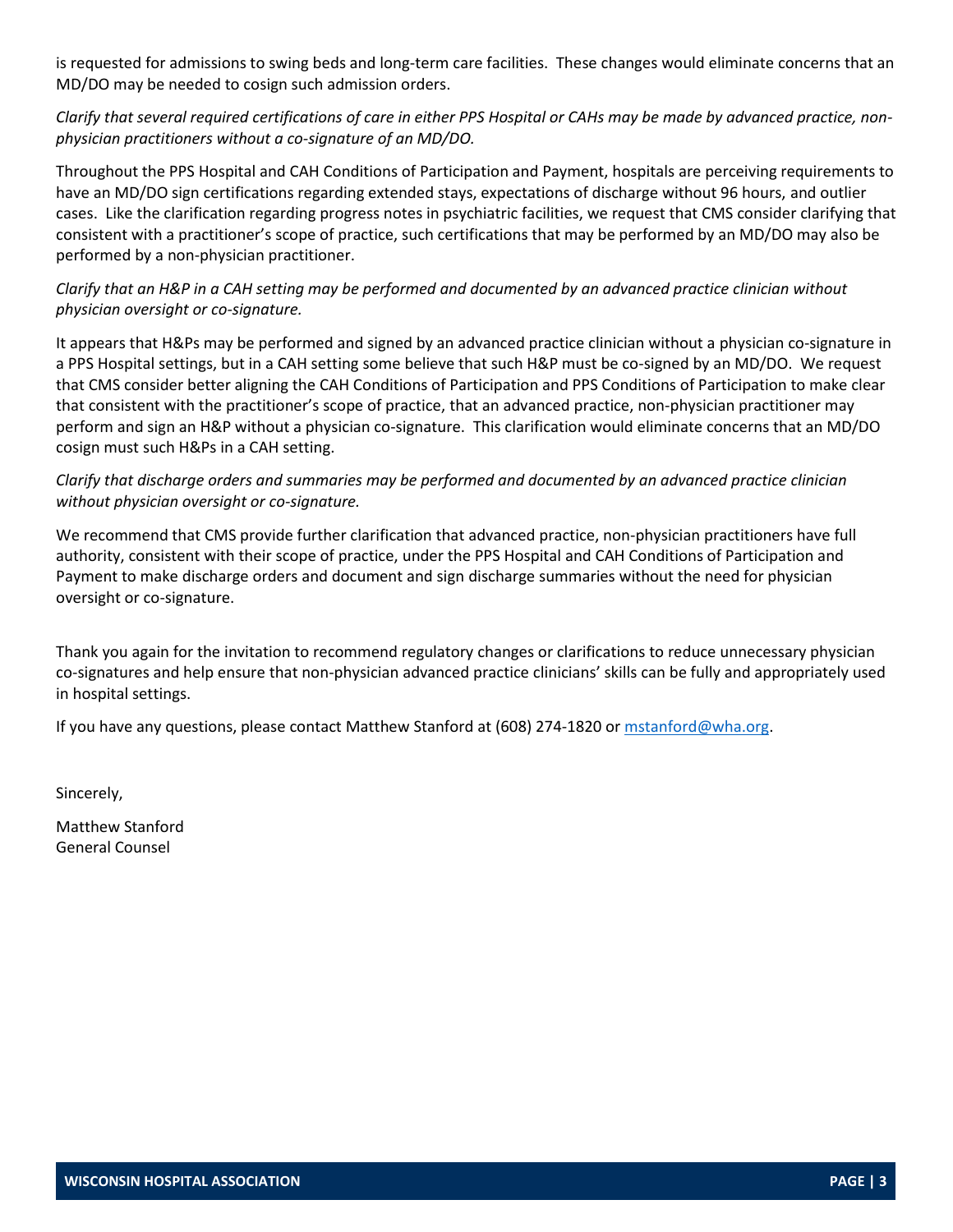is requested for admissions to swing beds and long-term care facilities. These changes would eliminate concerns that an MD/DO may be needed to cosign such admission orders.

*Clarify that several required certifications of care in either PPS Hospital or CAHs may be made by advanced practice, non-physician practitioners without a co-signature of an MD/DO.*

Throughout the PPS Hospital and CAH Conditions of Participation and Payment, hospitals are perceiving requirements to have an MD/DO sign certifications regarding extended stays, expectations of discharge without 96 hours, and outlier cases. Like the clarification regarding progress notes in psychiatric facilities, we request that CMS consider clarifying that consistent with a practitioner's scope of practice, such certifications that may be performed by an MD/DO may also be performed by a non-physician practitioner.

*Clarify that an H&P in a CAH setting may be performed and documented by an advanced practice clinician without physician oversight or co-signature.*

It appears that H&Ps may be performed and signed by an advanced practice clinician without a physician co-signature in a PPS Hospital settings, but in a CAH setting some believe that such H&P must be co-signed by an MD/DO. We request that CMS consider better aligning the CAH Conditions of Participation and PPS Conditions of Participation to make clear that consistent with the practitioner's scope of practice, that an advanced practice, non-physician practitioner may perform and sign an H&P without a physician co-signature. This clarification would eliminate concerns that an MD/DO cosign must such H&Ps in a CAH setting.

*Clarify that discharge orders and summaries may be performed and documented by an advanced practice clinician without physician oversight or co-signature.*

We recommend that CMS provide further clarification that advanced practice, non-physician practitioners have full authority, consistent with their scope of practice, under the PPS Hospital and CAH Conditions of Participation and Payment to make discharge orders and document and sign discharge summaries without the need for physician oversight or co-signature.

Thank you again for the invitation to recommend regulatory changes or clarifications to reduce unnecessary physician co-signatures and help ensure that non-physician advanced practice clinicians' skills can be fully and appropriately used in hospital settings.

If you have any questions, please contact Matthew Stanford at (608) 274-1820 or [mstanford@wha.org](mailto:mstanford@wha.org).

Sincerely,

Matthew Stanford
General Counsel